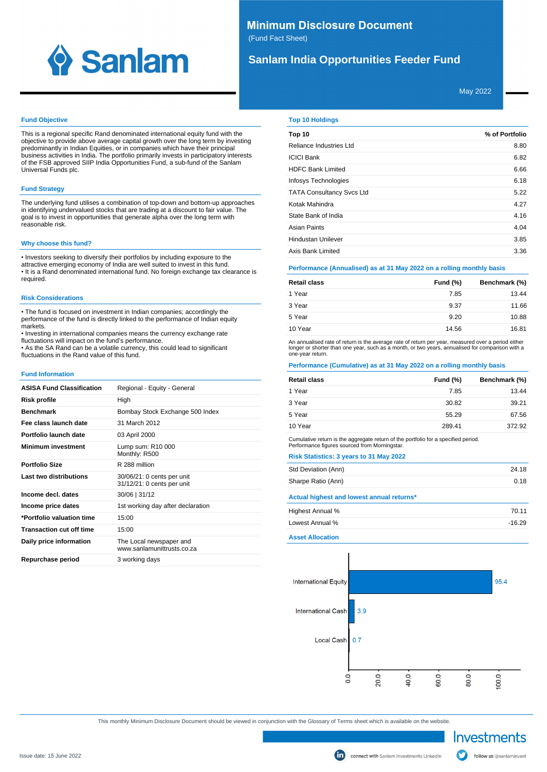# Minimum Disclosure Document

(Fund Fact Sheet)

## Sanlam India Opportunities Feeder Fund

May 2022

### Fund Objective

This is a regional specific Rand denominated international equity fund with the objective to provide above average capital growth over the long term by investing predominantly in Indian Equities, or in companies which have their principal business activities in India. The portfolio primarily invests in participatory interests of the FSB approved SIIP India Opportunities Fund, a sub-fund of the Sanlam Universal Funds plc.

### Fund Strategy

The underlying fund utilises a combination of top-down and bottom-up approaches in identifying undervalued stocks that are trading at a discount to fair value. The goal is to invest in opportunities that generate alpha over the long term with reasonable risk.

### Why choose this fund?

- Investors seeking to diversify their portfolios by including exposure to the attractive emerging economy of India are well suited to invest in this fund.
- It is a Rand denominated international fund. No foreign exchange tax clearance is required.

### Risk Considerations

- The fund is focused on investment in Indian companies; accordingly the performance of the fund is directly linked to the performance of Indian equity markets.
- Investing in international companies means the currency exchange rate fluctuations will impact on the fund's performance.
- As the SA Rand can be a volatile currency, this could lead to significant fluctuations in the Rand value of this fund.

### Fund Information

| | |
|---|---|
| **ASISA Fund Classification** | Regional - Equity - General |
| **Risk profile** | High |
| **Benchmark** | Bombay Stock Exchange 500 Index |
| **Fee class launch date** | 31 March 2012 |
| **Portfolio launch date** | 03 April 2000 |
| **Minimum investment** | Lump sum: R10 000<br>Monthly: R500 |
| **Portfolio Size** | R 288 million |
| **Last two distributions** | 30/06/21: 0 cents per unit<br>31/12/21: 0 cents per unit |
| **Income decl. dates** | 30/06 \| 31/12 |
| **Income price dates** | 1st working day after declaration |
| ***Portfolio valuation time** | 15:00 |
| **Transaction cut off time** | 15:00 |
| **Daily price information** | The Local newspaper and www.sanlamunittrusts.co.za |
| **Repurchase period** | 3 working days |

### Top 10 Holdings

| Top 10 | % of Portfolio |
|---|---|
| Reliance Industries Ltd | 8.80 |
| ICICI Bank | 6.82 |
| HDFC Bank Limited | 6.66 |
| Infosys Technologies | 6.18 |
| TATA Consultancy Svcs Ltd | 5.22 |
| Kotak Mahindra | 4.27 |
| State Bank of India | 4.16 |
| Asian Paints | 4.04 |
| Hindustan Unilever | 3.85 |
| Axis Bank Limited | 3.36 |

### Performance (Annualised) as at 31 May 2022 on a rolling monthly basis

| Retail class | Fund (%) | Benchmark (%) |
|---|---|---|
| 1 Year | 7.85 | 13.44 |
| 3 Year | 9.37 | 11.66 |
| 5 Year | 9.20 | 10.88 |
| 10 Year | 14.56 | 16.81 |

An annualised rate of return is the average rate of return per year, measured over a period either longer or shorter than one year, such as a month, or two years, annualised for comparison with a one-year return.

### Performance (Cumulative) as at 31 May 2022 on a rolling monthly basis

| Retail class | Fund (%) | Benchmark (%) |
|---|---|---|
| 1 Year | 7.85 | 13.44 |
| 3 Year | 30.82 | 39.21 |
| 5 Year | 55.29 | 67.56 |
| 10 Year | 289.41 | 372.92 |

Cumulative return is the aggregate return of the portfolio for a specified period.
Performance figures sourced from Morningstar.

### Risk Statistics: 3 years to 31 May 2022

| | |
|---|---|
| Std Deviation (Ann) | 24.18 |
| Sharpe Ratio (Ann) | 0.18 |

### Actual highest and lowest annual returns*

| | |
|---|---|
| Highest Annual % | 70.11 |
| Lowest Annual % | -16.29 |

### Asset Allocation

| Asset | % |
|---|---|
| International Equity | 95.4 |
| International Cash | 3.9 |
| Local Cash | 0.7 |

This monthly Minimum Disclosure Document should be viewed in conjunction with the Glossary of Terms sheet which is available on the website.

Issue date: 15 June 2022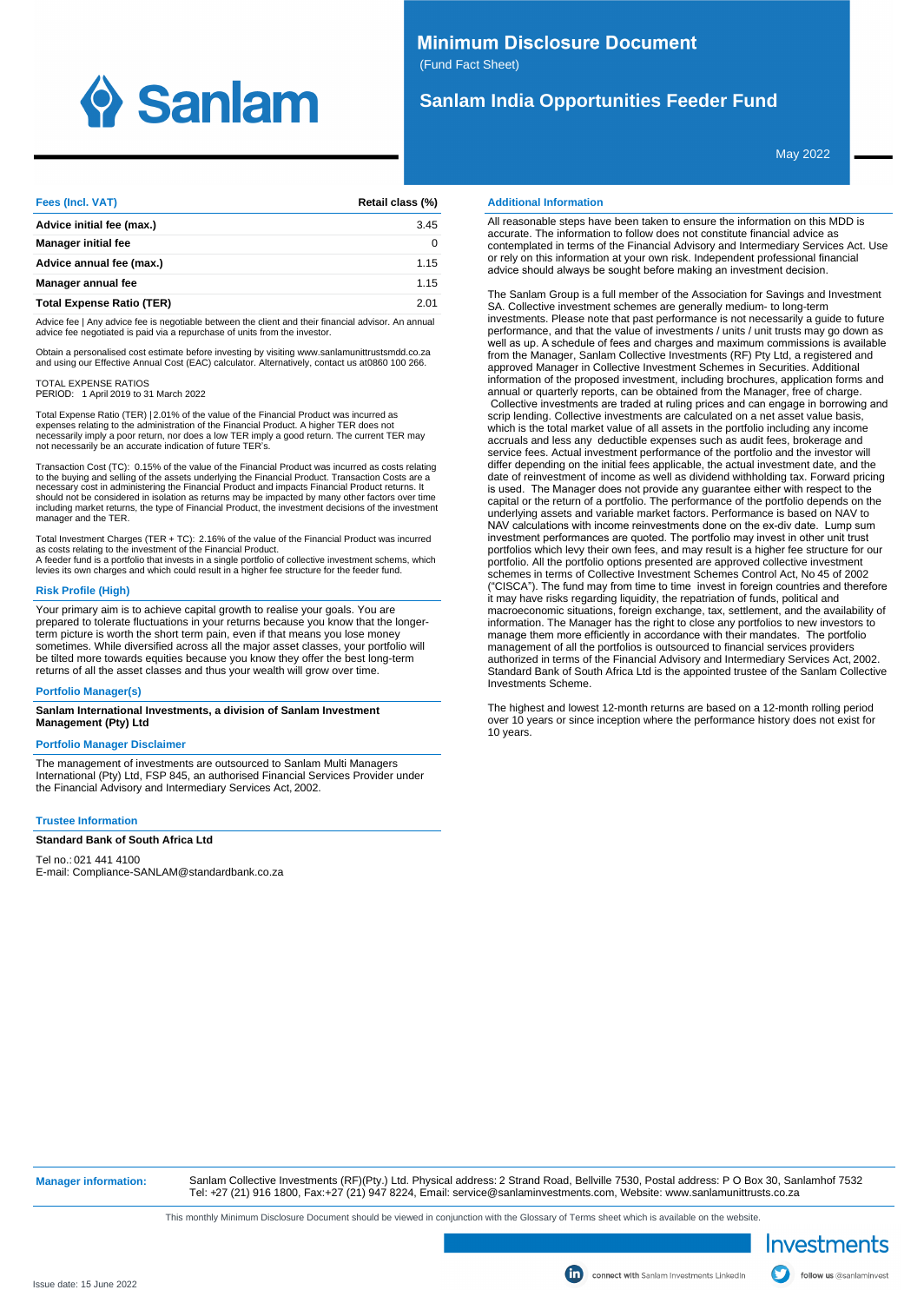# Minimum Disclosure Document

(Fund Fact Sheet)

## Sanlam India Opportunities Feeder Fund

May 2022

### Fees (Incl. VAT)

| Fees (Incl. VAT) | Retail class (%) |
|---|---|
| Advice initial fee (max.) | 3.45 |
| Manager initial fee | 0 |
| Advice annual fee (max.) | 1.15 |
| Manager annual fee | 1.15 |
| Total Expense Ratio (TER) | 2.01 |

Advice fee | Any advice fee is negotiable between the client and their financial advisor. An annual advice fee negotiated is paid via a repurchase of units from the investor.

Obtain a personalised cost estimate before investing by visiting www.sanlamunittrustsmdd.co.za and using our Effective Annual Cost (EAC) calculator. Alternatively, contact us at0860 100 266.

TOTAL EXPENSE RATIOS
PERIOD: 1 April 2019 to 31 March 2022

Total Expense Ratio (TER) | 2.01% of the value of the Financial Product was incurred as expenses relating to the administration of the Financial Product. A higher TER does not necessarily imply a poor return, nor does a low TER imply a good return. The current TER may not necessarily be an accurate indication of future TER's.

Transaction Cost (TC): 0.15% of the value of the Financial Product was incurred as costs relating to the buying and selling of the assets underlying the Financial Product. Transaction Costs are a necessary cost in administering the Financial Product and impacts Financial Product returns. It should not be considered in isolation as returns may be impacted by many other factors over time including market returns, the type of Financial Product, the investment decisions of the investment manager and the TER.

Total Investment Charges (TER + TC): 2.16% of the value of the Financial Product was incurred as costs relating to the investment of the Financial Product.
A feeder fund is a portfolio that invests in a single portfolio of collective investment schems, which levies its own charges and which could result in a higher fee structure for the feeder fund.

### Risk Profile (High)

Your primary aim is to achieve capital growth to realise your goals. You are prepared to tolerate fluctuations in your returns because you know that the longer-term picture is worth the short term pain, even if that means you lose money sometimes. While diversified across all the major asset classes, your portfolio will be tilted more towards equities because you know they offer the best long-term returns of all the asset classes and thus your wealth will grow over time.

### Portfolio Manager(s)

**Sanlam International Investments, a division of Sanlam Investment Management (Pty) Ltd**

### Portfolio Manager Disclaimer

The management of investments are outsourced to Sanlam Multi Managers International (Pty) Ltd, FSP 845, an authorised Financial Services Provider under the Financial Advisory and Intermediary Services Act, 2002.

### Trustee Information

**Standard Bank of South Africa Ltd**

Tel no.: 021 441 4100
E-mail: Compliance-SANLAM@standardbank.co.za

### Additional Information

All reasonable steps have been taken to ensure the information on this MDD is accurate. The information to follow does not constitute financial advice as contemplated in terms of the Financial Advisory and Intermediary Services Act. Use or rely on this information at your own risk. Independent professional financial advice should always be sought before making an investment decision.

The Sanlam Group is a full member of the Association for Savings and Investment SA. Collective investment schemes are generally medium- to long-term investments. Please note that past performance is not necessarily a guide to future performance, and that the value of investments / units / unit trusts may go down as well as up. A schedule of fees and charges and maximum commissions is available from the Manager, Sanlam Collective Investments (RF) Pty Ltd, a registered and approved Manager in Collective Investment Schemes in Securities. Additional information of the proposed investment, including brochures, application forms and annual or quarterly reports, can be obtained from the Manager, free of charge. Collective investments are traded at ruling prices and can engage in borrowing and scrip lending. Collective investments are calculated on a net asset value basis, which is the total market value of all assets in the portfolio including any income accruals and less any deductible expenses such as audit fees, brokerage and service fees. Actual investment performance of the portfolio and the investor will differ depending on the initial fees applicable, the actual investment date, and the date of reinvestment of income as well as dividend withholding tax. Forward pricing is used. The Manager does not provide any guarantee either with respect to the capital or the return of a portfolio. The performance of the portfolio depends on the underlying assets and variable market factors. Performance is based on NAV to NAV calculations with income reinvestments done on the ex-div date. Lump sum investment performances are quoted. The portfolio may invest in other unit trust portfolios which levy their own fees, and may result is a higher fee structure for our portfolio. All the portfolio options presented are approved collective investment schemes in terms of Collective Investment Schemes Control Act, No 45 of 2002 ("CISCA"). The fund may from time to time invest in foreign countries and therefore it may have risks regarding liquidity, the repatriation of funds, political and macroeconomic situations, foreign exchange, tax, settlement, and the availability of information. The Manager has the right to close any portfolios to new investors to manage them more efficiently in accordance with their mandates. The portfolio management of all the portfolios is outsourced to financial services providers authorized in terms of the Financial Advisory and Intermediary Services Act, 2002. Standard Bank of South Africa Ltd is the appointed trustee of the Sanlam Collective Investments Scheme.

The highest and lowest 12-month returns are based on a 12-month rolling period over 10 years or since inception where the performance history does not exist for 10 years.

**Manager information:** Sanlam Collective Investments (RF)(Pty.) Ltd. Physical address: 2 Strand Road, Bellville 7530, Postal address: P O Box 30, Sanlamhof 7532 Tel: +27 (21) 916 1800, Fax:+27 (21) 947 8224, Email: service@sanlaminvestments.com, Website: www.sanlamunittrusts.co.za

This monthly Minimum Disclosure Document should be viewed in conjunction with the Glossary of Terms sheet which is available on the website.

Issue date: 15 June 2022